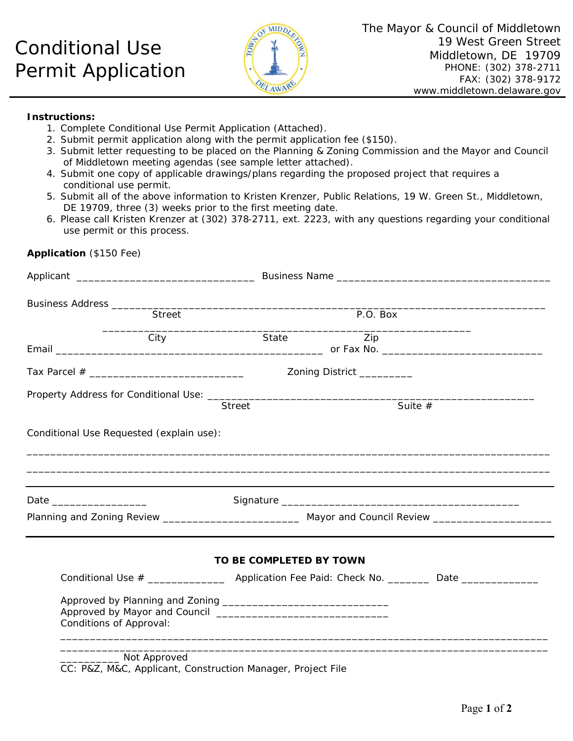# Conditional Use Permit Application

The Mayor & Council of Middletown
19 West Green Street
Middletown, DE 19709
PHONE: (302) 378-2711
FAX: (302) 378-9172
www.middletown.delaware.gov

**Instructions:**

1. Complete Conditional Use Permit Application (Attached).
2. Submit permit application along with the permit application fee ($150).
3. Submit letter requesting to be placed on the Planning & Zoning Commission and the Mayor and Council of Middletown meeting agendas (see sample letter attached).
4. Submit one copy of applicable drawings/plans regarding the proposed project that requires a conditional use permit.
5. Submit all of the above information to Kristen Krenzer, Public Relations, 19 W. Green St., Middletown, DE 19709, three (3) weeks prior to the first meeting date.
6. Please call Kristen Krenzer at (302) 378-2711, ext. 2223, with any questions regarding your conditional use permit or this process.

**Application** ($150 Fee)

Applicant ______________________________ Business Name ____________________________________

Business Address ________________________________________________________________________
Street P.O. Box

________________________________________________________________
City State Zip

Email _____________________________________________ or Fax No. ___________________________

Tax Parcel # __________________________ Zoning District _________

Property Address for Conditional Use: __________________________________________________________
Street Suite #

Conditional Use Requested (explain use):

________________________________________________________________________________________

________________________________________________________________________________________

Date ________________ Signature _________________________________________

Planning and Zoning Review _______________________ Mayor and Council Review ____________________

**TO BE COMPLETED BY TOWN**

Conditional Use # _____________ Application Fee Paid: Check No. _______ Date _____________

Approved by Planning and Zoning ____________________________

Approved by Mayor and Council ____________________________

Conditions of Approval:

________________________________________________________________________________________

________________________________________________________________________________________

__________ Not Approved

CC: P&Z, M&C, Applicant, Construction Manager, Project File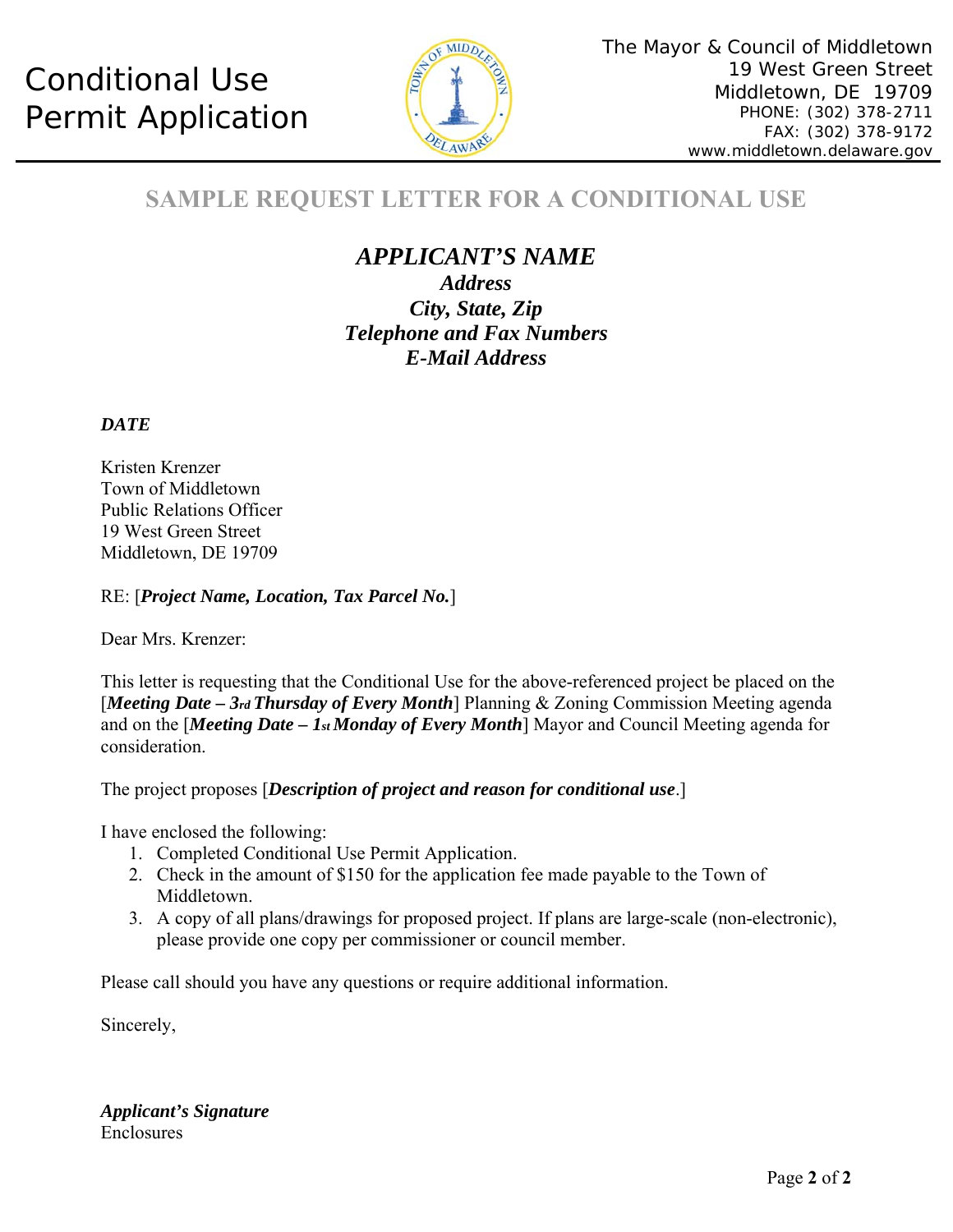# Conditional Use Permit Application

The Mayor & Council of Middletown
19 West Green Street
Middletown, DE 19709
PHONE: (302) 378-2711
FAX: (302) 378-9172
www.middletown.delaware.gov

## SAMPLE REQUEST LETTER FOR A CONDITIONAL USE

***APPLICANT'S NAME***
***Address***
***City, State, Zip***
***Telephone and Fax Numbers***
***E-Mail Address***

***DATE***

Kristen Krenzer
Town of Middletown
Public Relations Officer
19 West Green Street
Middletown, DE 19709

RE: [***Project Name, Location, Tax Parcel No.***]

Dear Mrs. Krenzer:

This letter is requesting that the Conditional Use for the above-referenced project be placed on the [***Meeting Date – 3rd Thursday of Every Month***] Planning & Zoning Commission Meeting agenda and on the [***Meeting Date – 1st Monday of Every Month***] Mayor and Council Meeting agenda for consideration.

The project proposes [***Description of project and reason for conditional use***.]

I have enclosed the following:

1. Completed Conditional Use Permit Application.
2. Check in the amount of $150 for the application fee made payable to the Town of Middletown.
3. A copy of all plans/drawings for proposed project. If plans are large-scale (non-electronic), please provide one copy per commissioner or council member.

Please call should you have any questions or require additional information.

Sincerely,

***Applicant's Signature***
Enclosures